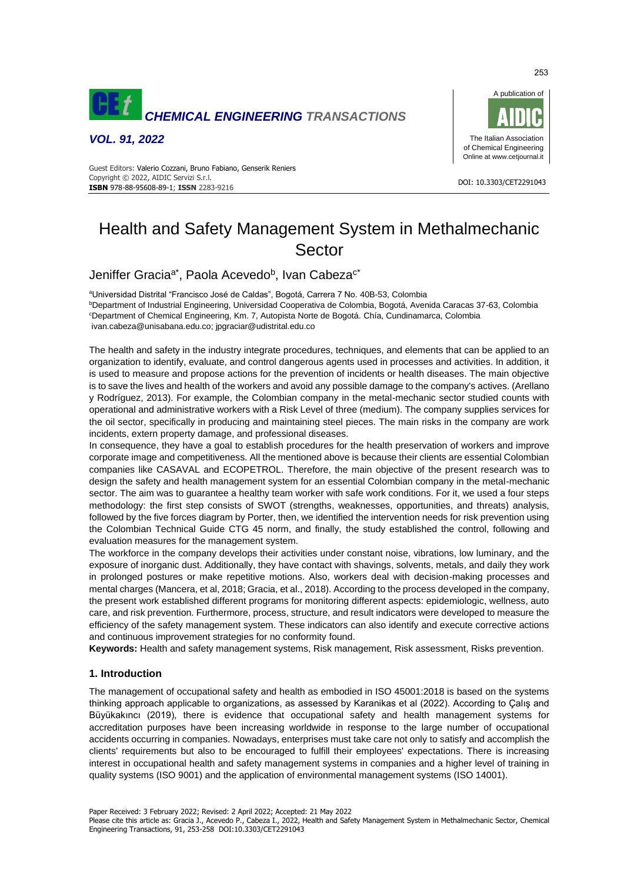# Health and Safety Management System in Methalmechanic Sector

Jeniffer Gracia[a*], Paola Acevedo[b], Ivan Cabeza[c*]

[a]Universidad Distrital "Francisco José de Caldas", Bogotá, Carrera 7 No. 40B-53, Colombia
[b]Department of Industrial Engineering, Universidad Cooperativa de Colombia, Bogotá, Avenida Caracas 37-63, Colombia
[c]Department of Chemical Engineering, Km. 7, Autopista Norte de Bogotá. Chía, Cundinamarca, Colombia
ivan.cabeza@unisabana.edu.co; jpgraciar@udistrital.edu.co

The health and safety in the industry integrate procedures, techniques, and elements that can be applied to an organization to identify, evaluate, and control dangerous agents used in processes and activities. In addition, it is used to measure and propose actions for the prevention of incidents or health diseases. The main objective is to save the lives and health of the workers and avoid any possible damage to the company's actives. (Arellano y Rodríguez, 2013). For example, the Colombian company in the metal-mechanic sector studied counts with operational and administrative workers with a Risk Level of three (medium). The company supplies services for the oil sector, specifically in producing and maintaining steel pieces. The main risks in the company are work incidents, extern property damage, and professional diseases.

In consequence, they have a goal to establish procedures for the health preservation of workers and improve corporate image and competitiveness. All the mentioned above is because their clients are essential Colombian companies like CASAVAL and ECOPETROL. Therefore, the main objective of the present research was to design the safety and health management system for an essential Colombian company in the metal-mechanic sector. The aim was to guarantee a healthy team worker with safe work conditions. For it, we used a four steps methodology: the first step consists of SWOT (strengths, weaknesses, opportunities, and threats) analysis, followed by the five forces diagram by Porter, then, we identified the intervention needs for risk prevention using the Colombian Technical Guide CTG 45 norm, and finally, the study established the control, following and evaluation measures for the management system.

The workforce in the company develops their activities under constant noise, vibrations, low luminary, and the exposure of inorganic dust. Additionally, they have contact with shavings, solvents, metals, and daily they work in prolonged postures or make repetitive motions. Also, workers deal with decision-making processes and mental charges (Mancera, et al, 2018; Gracia, et al., 2018). According to the process developed in the company, the present work established different programs for monitoring different aspects: epidemiologic, wellness, auto care, and risk prevention. Furthermore, process, structure, and result indicators were developed to measure the efficiency of the safety management system. These indicators can also identify and execute corrective actions and continuous improvement strategies for no conformity found.

**Keywords:** Health and safety management systems, Risk management, Risk assessment, Risks prevention.

## 1. Introduction

The management of occupational safety and health as embodied in ISO 45001:2018 is based on the systems thinking approach applicable to organizations, as assessed by Karanikas et al (2022). According to Çalış and Büyükakıncı (2019), there is evidence that occupational safety and health management systems for accreditation purposes have been increasing worldwide in response to the large number of occupational accidents occurring in companies. Nowadays, enterprises must take care not only to satisfy and accomplish the clients' requirements but also to be encouraged to fulfill their employees' expectations. There is increasing interest in occupational health and safety management systems in companies and a higher level of training in quality systems (ISO 9001) and the application of environmental management systems (ISO 14001).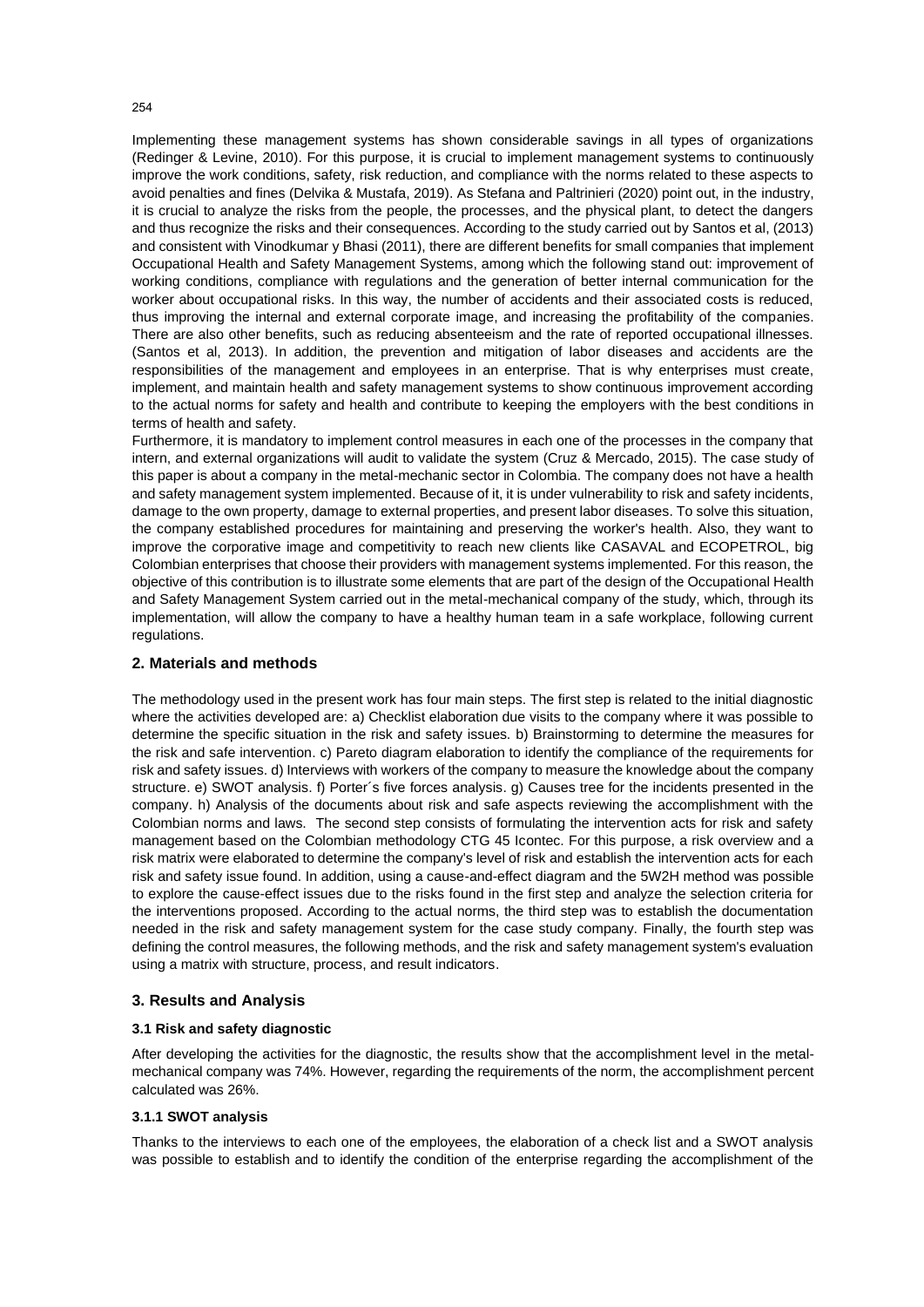Implementing these management systems has shown considerable savings in all types of organizations (Redinger & Levine, 2010). For this purpose, it is crucial to implement management systems to continuously improve the work conditions, safety, risk reduction, and compliance with the norms related to these aspects to avoid penalties and fines (Delvika & Mustafa, 2019). As Stefana and Paltrinieri (2020) point out, in the industry, it is crucial to analyze the risks from the people, the processes, and the physical plant, to detect the dangers and thus recognize the risks and their consequences. According to the study carried out by Santos et al, (2013) and consistent with Vinodkumar y Bhasi (2011), there are different benefits for small companies that implement Occupational Health and Safety Management Systems, among which the following stand out: improvement of working conditions, compliance with regulations and the generation of better internal communication for the worker about occupational risks. In this way, the number of accidents and their associated costs is reduced, thus improving the internal and external corporate image, and increasing the profitability of the companies. There are also other benefits, such as reducing absenteeism and the rate of reported occupational illnesses. (Santos et al, 2013). In addition, the prevention and mitigation of labor diseases and accidents are the responsibilities of the management and employees in an enterprise. That is why enterprises must create, implement, and maintain health and safety management systems to show continuous improvement according to the actual norms for safety and health and contribute to keeping the employers with the best conditions in terms of health and safety.

Furthermore, it is mandatory to implement control measures in each one of the processes in the company that intern, and external organizations will audit to validate the system (Cruz & Mercado, 2015). The case study of this paper is about a company in the metal-mechanic sector in Colombia. The company does not have a health and safety management system implemented. Because of it, it is under vulnerability to risk and safety incidents, damage to the own property, damage to external properties, and present labor diseases. To solve this situation, the company established procedures for maintaining and preserving the worker's health. Also, they want to improve the corporative image and competitivity to reach new clients like CASAVAL and ECOPETROL, big Colombian enterprises that choose their providers with management systems implemented. For this reason, the objective of this contribution is to illustrate some elements that are part of the design of the Occupational Health and Safety Management System carried out in the metal-mechanical company of the study, which, through its implementation, will allow the company to have a healthy human team in a safe workplace, following current regulations.

## 2. Materials and methods

The methodology used in the present work has four main steps. The first step is related to the initial diagnostic where the activities developed are: a) Checklist elaboration due visits to the company where it was possible to determine the specific situation in the risk and safety issues. b) Brainstorming to determine the measures for the risk and safe intervention. c) Pareto diagram elaboration to identify the compliance of the requirements for risk and safety issues. d) Interviews with workers of the company to measure the knowledge about the company structure. e) SWOT analysis. f) Porter´s five forces analysis. g) Causes tree for the incidents presented in the company. h) Analysis of the documents about risk and safe aspects reviewing the accomplishment with the Colombian norms and laws. The second step consists of formulating the intervention acts for risk and safety management based on the Colombian methodology CTG 45 Icontec. For this purpose, a risk overview and a risk matrix were elaborated to determine the company's level of risk and establish the intervention acts for each risk and safety issue found. In addition, using a cause-and-effect diagram and the 5W2H method was possible to explore the cause-effect issues due to the risks found in the first step and analyze the selection criteria for the interventions proposed. According to the actual norms, the third step was to establish the documentation needed in the risk and safety management system for the case study company. Finally, the fourth step was defining the control measures, the following methods, and the risk and safety management system's evaluation using a matrix with structure, process, and result indicators.

## 3. Results and Analysis

### 3.1 Risk and safety diagnostic

After developing the activities for the diagnostic, the results show that the accomplishment level in the metal-mechanical company was 74%. However, regarding the requirements of the norm, the accomplishment percent calculated was 26%.

#### 3.1.1 SWOT analysis

Thanks to the interviews to each one of the employees, the elaboration of a check list and a SWOT analysis was possible to establish and to identify the condition of the enterprise regarding the accomplishment of the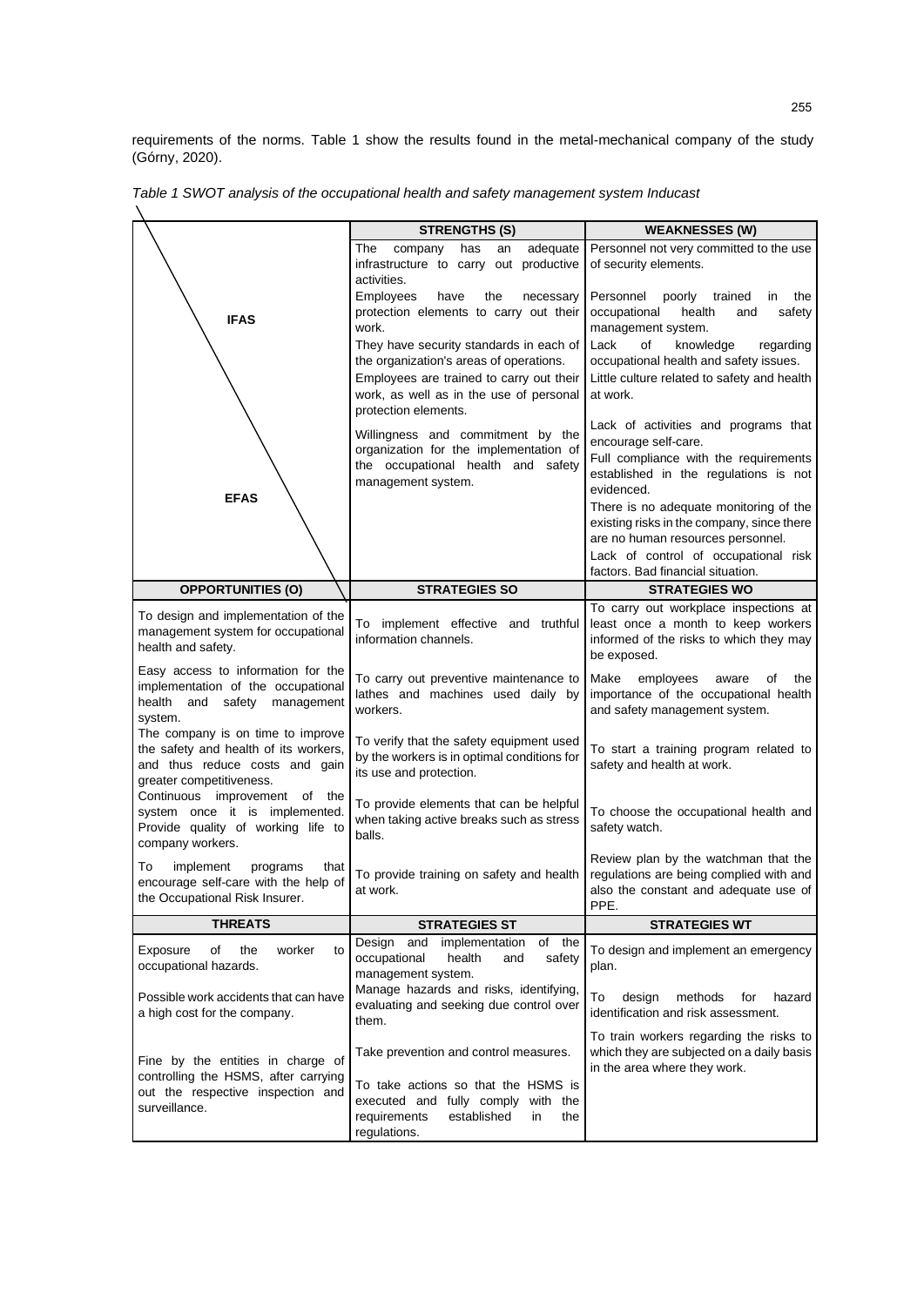requirements of the norms. Table 1 show the results found in the metal-mechanical company of the study (Górny, 2020).

*Table 1 SWOT analysis of the occupational health and safety management system Inducast*

| IFAS / EFAS | STRENGTHS (S) | WEAKNESSES (W) |
|---|---|---|
| IFAS<br><br>EFAS | The company has an adequate infrastructure to carry out productive activities.<br>Employees have the necessary protection elements to carry out their work.<br>They have security standards in each of the organization's areas of operations.<br>Employees are trained to carry out their work, as well as in the use of personal protection elements.<br>Willingness and commitment by the organization for the implementation of the occupational health and safety management system. | Personnel not very committed to the use of security elements.<br>Personnel poorly trained in the occupational health and safety management system.<br>Lack of knowledge regarding occupational health and safety issues.<br>Little culture related to safety and health at work.<br>Lack of activities and programs that encourage self-care.<br>Full compliance with the requirements established in the regulations is not evidenced.<br>There is no adequate monitoring of the existing risks in the company, since there are no human resources personnel.<br>Lack of control of occupational risk factors. Bad financial situation. |
| **OPPORTUNITIES (O)** | **STRATEGIES SO** | **STRATEGIES WO** |
| To design and implementation of the management system for occupational health and safety.<br>Easy access to information for the implementation of the occupational health and safety management system.<br>The company is on time to improve the safety and health of its workers, and thus reduce costs and gain greater competitiveness.<br>Continuous improvement of the system once it is implemented. Provide quality of working life to company workers.<br>To implement programs that encourage self-care with the help of the Occupational Risk Insurer. | To implement effective and truthful information channels.<br>To carry out preventive maintenance to lathes and machines used daily by workers.<br>To verify that the safety equipment used by the workers is in optimal conditions for its use and protection.<br>To provide elements that can be helpful when taking active breaks such as stress balls.<br>To provide training on safety and health at work. | To carry out workplace inspections at least once a month to keep workers informed of the risks to which they may be exposed.<br>Make employees aware of the importance of the occupational health and safety management system.<br>To start a training program related to safety and health at work.<br>To choose the occupational health and safety watch.<br>Review plan by the watchman that the regulations are being complied with and also the constant and adequate use of PPE. |
| **THREATS** | **STRATEGIES ST** | **STRATEGIES WT** |
| Exposure of the worker to occupational hazards.<br>Possible work accidents that can have a high cost for the company.<br>Fine by the entities in charge of controlling the HSMS, after carrying out the respective inspection and surveillance. | Design and implementation of the occupational health and safety management system.<br>Manage hazards and risks, identifying, evaluating and seeking due control over them.<br>Take prevention and control measures.<br>To take actions so that the HSMS is executed and fully comply with the requirements established in the regulations. | To design and implement an emergency plan.<br>To design methods for hazard identification and risk assessment.<br>To train workers regarding the risks to which they are subjected on a daily basis in the area where they work. |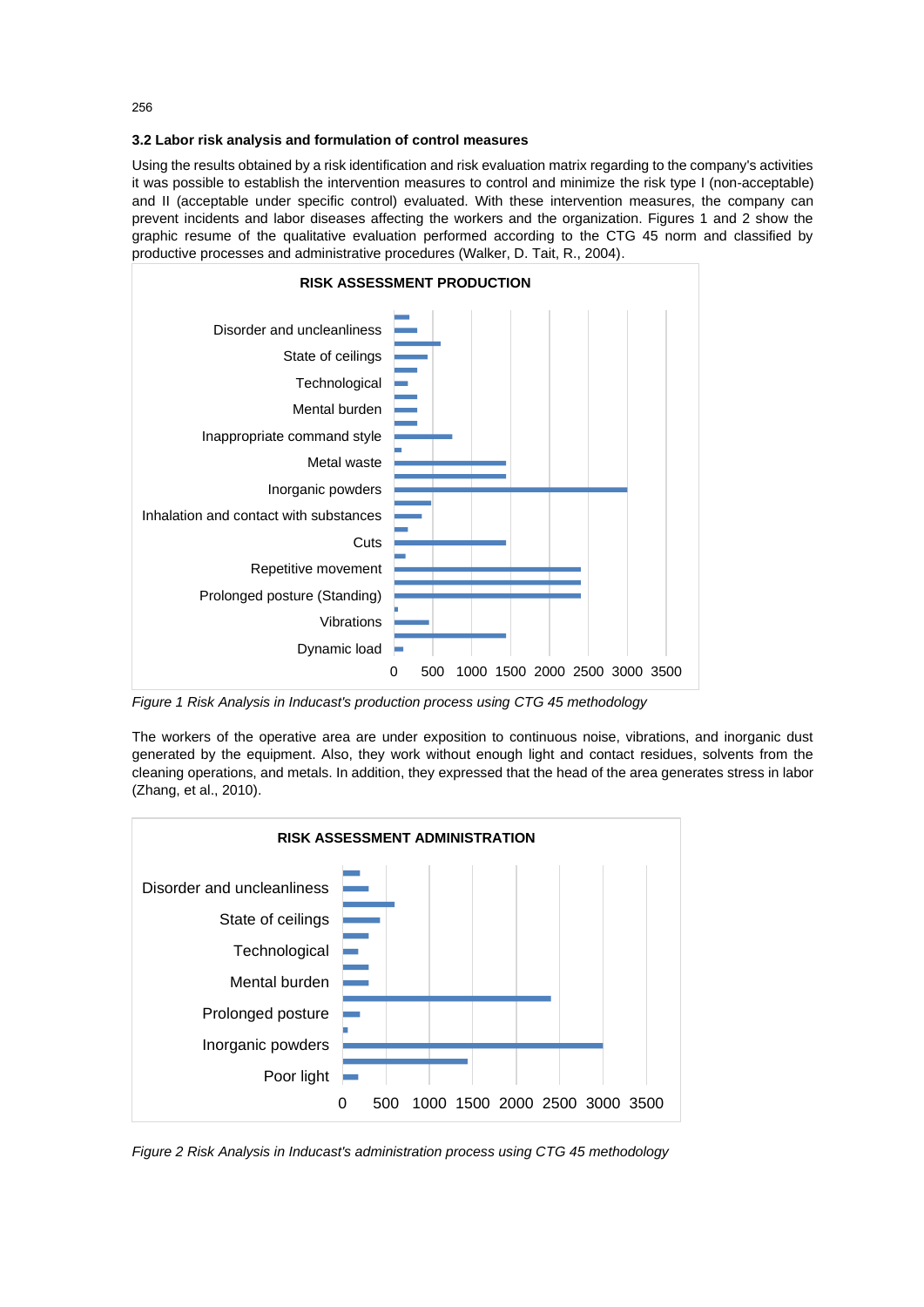### 3.2 Labor risk analysis and formulation of control measures

Using the results obtained by a risk identification and risk evaluation matrix regarding to the company's activities it was possible to establish the intervention measures to control and minimize the risk type I (non-acceptable) and II (acceptable under specific control) evaluated. With these intervention measures, the company can prevent incidents and labor diseases affecting the workers and the organization. Figures 1 and 2 show the graphic resume of the qualitative evaluation performed according to the CTG 45 norm and classified by productive processes and administrative procedures (Walker, D. Tait, R., 2004).

**RISK ASSESSMENT PRODUCTION**

Disorder and uncleanliness
State of ceilings
Technological
Mental burden
Inappropriate command style
Metal waste
Inorganic powders
Inhalation and contact with substances
Cuts
Repetitive movement
Prolonged posture (Standing)
Vibrations
Dynamic load

0 500 1000 1500 2000 2500 3000 3500

*Figure 1 Risk Analysis in Inducast's production process using CTG 45 methodology*

The workers of the operative area are under exposition to continuous noise, vibrations, and inorganic dust generated by the equipment. Also, they work without enough light and contact residues, solvents from the cleaning operations, and metals. In addition, they expressed that the head of the area generates stress in labor (Zhang, et al., 2010).

**RISK ASSESSMENT ADMINISTRATION**

Disorder and uncleanliness
State of ceilings
Technological
Mental burden
Prolonged posture
Inorganic powders
Poor light

0 500 1000 1500 2000 2500 3000 3500

*Figure 2 Risk Analysis in Inducast's administration process using CTG 45 methodology*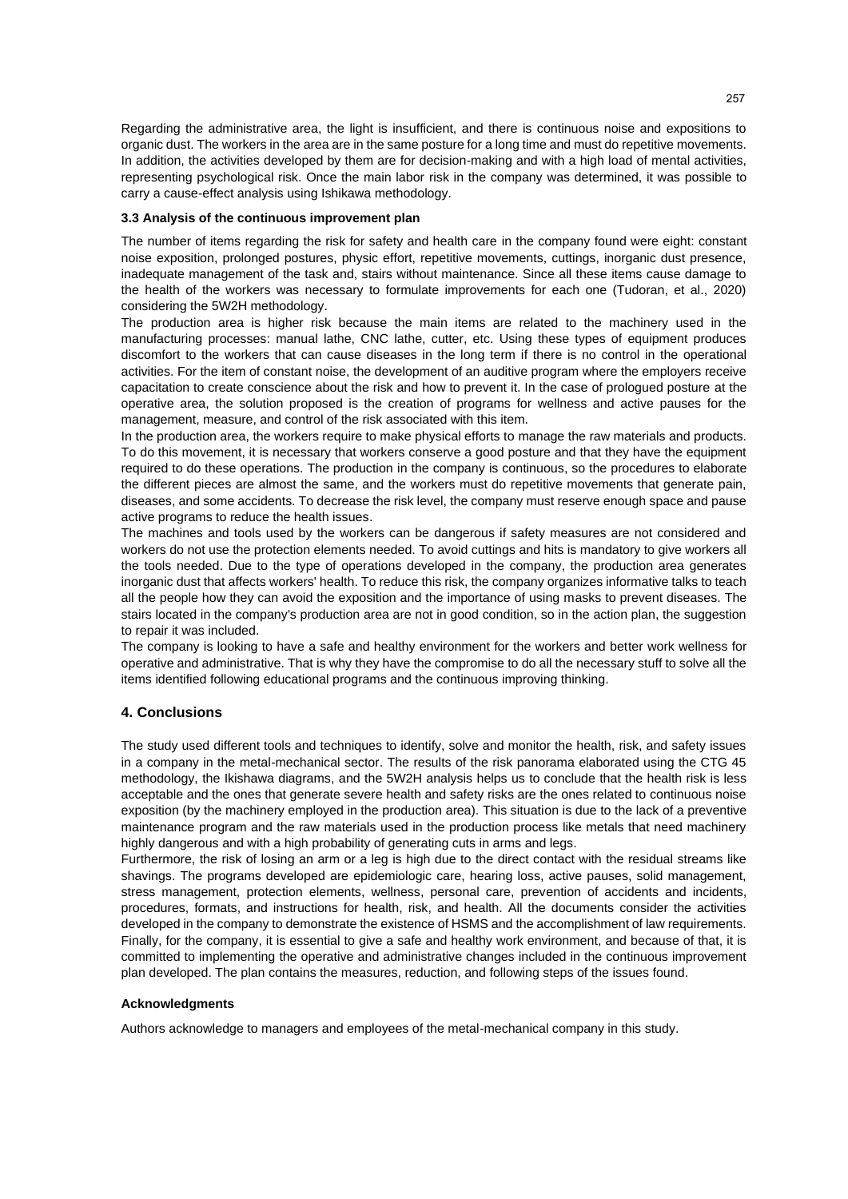Regarding the administrative area, the light is insufficient, and there is continuous noise and expositions to organic dust. The workers in the area are in the same posture for a long time and must do repetitive movements. In addition, the activities developed by them are for decision-making and with a high load of mental activities, representing psychological risk. Once the main labor risk in the company was determined, it was possible to carry a cause-effect analysis using Ishikawa methodology.

### 3.3 Analysis of the continuous improvement plan

The number of items regarding the risk for safety and health care in the company found were eight: constant noise exposition, prolonged postures, physic effort, repetitive movements, cuttings, inorganic dust presence, inadequate management of the task and, stairs without maintenance. Since all these items cause damage to the health of the workers was necessary to formulate improvements for each one (Tudoran, et al., 2020) considering the 5W2H methodology.

The production area is higher risk because the main items are related to the machinery used in the manufacturing processes: manual lathe, CNC lathe, cutter, etc. Using these types of equipment produces discomfort to the workers that can cause diseases in the long term if there is no control in the operational activities. For the item of constant noise, the development of an auditive program where the employers receive capacitation to create conscience about the risk and how to prevent it. In the case of prologued posture at the operative area, the solution proposed is the creation of programs for wellness and active pauses for the management, measure, and control of the risk associated with this item.

In the production area, the workers require to make physical efforts to manage the raw materials and products. To do this movement, it is necessary that workers conserve a good posture and that they have the equipment required to do these operations. The production in the company is continuous, so the procedures to elaborate the different pieces are almost the same, and the workers must do repetitive movements that generate pain, diseases, and some accidents. To decrease the risk level, the company must reserve enough space and pause active programs to reduce the health issues.

The machines and tools used by the workers can be dangerous if safety measures are not considered and workers do not use the protection elements needed. To avoid cuttings and hits is mandatory to give workers all the tools needed. Due to the type of operations developed in the company, the production area generates inorganic dust that affects workers' health. To reduce this risk, the company organizes informative talks to teach all the people how they can avoid the exposition and the importance of using masks to prevent diseases. The stairs located in the company's production area are not in good condition, so in the action plan, the suggestion to repair it was included.

The company is looking to have a safe and healthy environment for the workers and better work wellness for operative and administrative. That is why they have the compromise to do all the necessary stuff to solve all the items identified following educational programs and the continuous improving thinking.

## 4. Conclusions

The study used different tools and techniques to identify, solve and monitor the health, risk, and safety issues in a company in the metal-mechanical sector. The results of the risk panorama elaborated using the CTG 45 methodology, the Ikishawa diagrams, and the 5W2H analysis helps us to conclude that the health risk is less acceptable and the ones that generate severe health and safety risks are the ones related to continuous noise exposition (by the machinery employed in the production area). This situation is due to the lack of a preventive maintenance program and the raw materials used in the production process like metals that need machinery highly dangerous and with a high probability of generating cuts in arms and legs.

Furthermore, the risk of losing an arm or a leg is high due to the direct contact with the residual streams like shavings. The programs developed are epidemiologic care, hearing loss, active pauses, solid management, stress management, protection elements, wellness, personal care, prevention of accidents and incidents, procedures, formats, and instructions for health, risk, and health. All the documents consider the activities developed in the company to demonstrate the existence of HSMS and the accomplishment of law requirements. Finally, for the company, it is essential to give a safe and healthy work environment, and because of that, it is committed to implementing the operative and administrative changes included in the continuous improvement plan developed. The plan contains the measures, reduction, and following steps of the issues found.

### Acknowledgments

Authors acknowledge to managers and employees of the metal-mechanical company in this study.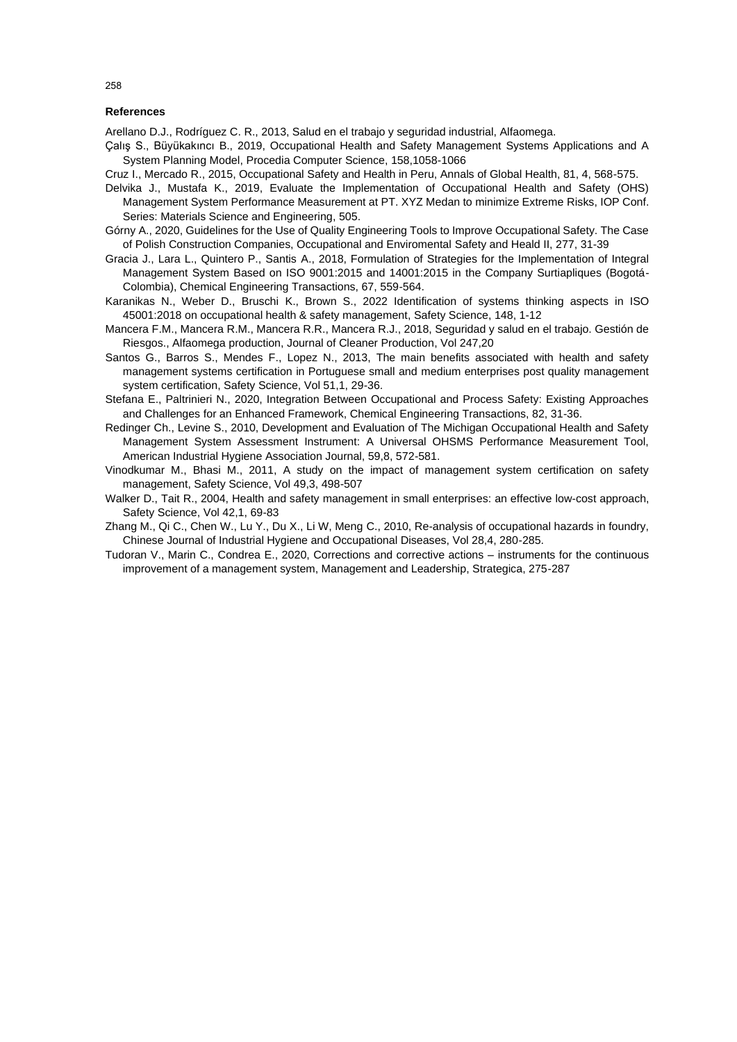**References**

Arellano D.J., Rodríguez C. R., 2013, Salud en el trabajo y seguridad industrial, Alfaomega.

Çalış S., Büyükakıncı B., 2019, Occupational Health and Safety Management Systems Applications and A System Planning Model, Procedia Computer Science, 158,1058-1066

Cruz I., Mercado R., 2015, Occupational Safety and Health in Peru, Annals of Global Health, 81, 4, 568-575.

Delvika J., Mustafa K., 2019, Evaluate the Implementation of Occupational Health and Safety (OHS) Management System Performance Measurement at PT. XYZ Medan to minimize Extreme Risks, IOP Conf. Series: Materials Science and Engineering, 505.

Górny A., 2020, Guidelines for the Use of Quality Engineering Tools to Improve Occupational Safety. The Case of Polish Construction Companies, Occupational and Enviromental Safety and Heald II, 277, 31-39

Gracia J., Lara L., Quintero P., Santis A., 2018, Formulation of Strategies for the Implementation of Integral Management System Based on ISO 9001:2015 and 14001:2015 in the Company Surtiapliques (Bogotá-Colombia), Chemical Engineering Transactions, 67, 559-564.

Karanikas N., Weber D., Bruschi K., Brown S., 2022 Identification of systems thinking aspects in ISO 45001:2018 on occupational health & safety management, Safety Science, 148, 1-12

Mancera F.M., Mancera R.M., Mancera R.R., Mancera R.J., 2018, Seguridad y salud en el trabajo. Gestión de Riesgos., Alfaomega production, Journal of Cleaner Production, Vol 247,20

Santos G., Barros S., Mendes F., Lopez N., 2013, The main benefits associated with health and safety management systems certification in Portuguese small and medium enterprises post quality management system certification, Safety Science, Vol 51,1, 29-36.

Stefana E., Paltrinieri N., 2020, Integration Between Occupational and Process Safety: Existing Approaches and Challenges for an Enhanced Framework, Chemical Engineering Transactions, 82, 31-36.

Redinger Ch., Levine S., 2010, Development and Evaluation of The Michigan Occupational Health and Safety Management System Assessment Instrument: A Universal OHSMS Performance Measurement Tool, American Industrial Hygiene Association Journal, 59,8, 572-581.

Vinodkumar M., Bhasi M., 2011, A study on the impact of management system certification on safety management, Safety Science, Vol 49,3, 498-507

Walker D., Tait R., 2004, Health and safety management in small enterprises: an effective low-cost approach, Safety Science, Vol 42,1, 69-83

Zhang M., Qi C., Chen W., Lu Y., Du X., Li W, Meng C., 2010, Re-analysis of occupational hazards in foundry, Chinese Journal of Industrial Hygiene and Occupational Diseases, Vol 28,4, 280-285.

Tudoran V., Marin C., Condrea E., 2020, Corrections and corrective actions – instruments for the continuous improvement of a management system, Management and Leadership, Strategica, 275-287